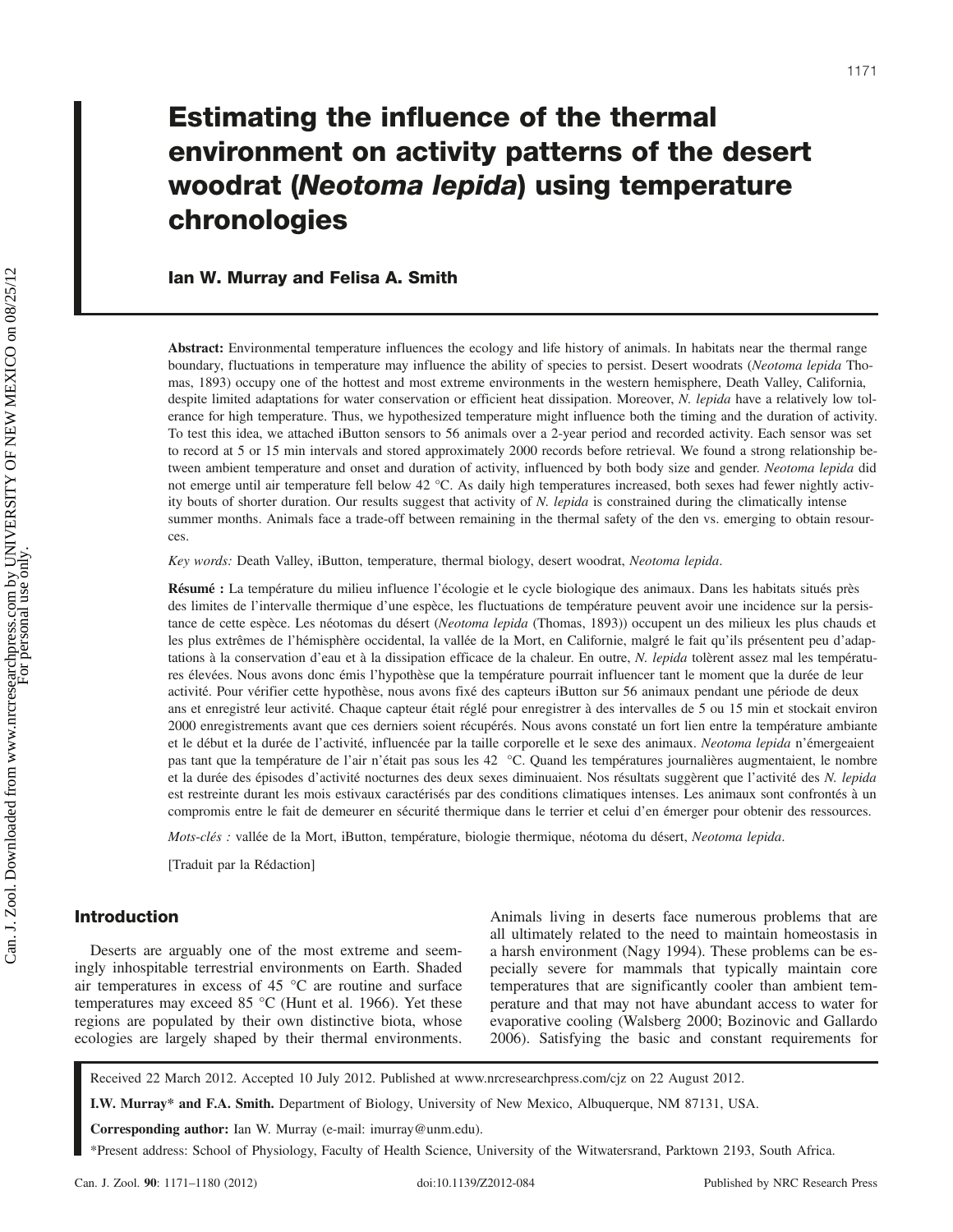# Estimating the influence of the thermal environment on activity patterns of the desert woodrat (*Neotoma lepida*) using temperature chronologies

**Ian W. Murray and Felisa A. Smith**

**Abstract:** Environmental temperature influences the ecology and life history of animals. In habitats near the thermal range boundary, fluctuations in temperature may influence the ability of species to persist. Desert woodrats (*Neotoma lepida* Thomas, 1893) occupy one of the hottest and most extreme environments in the western hemisphere, Death Valley, California, despite limited adaptations for water conservation or efficient heat dissipation. Moreover, *N. lepida* have a relatively low tolerance for high temperature. Thus, we hypothesized temperature might influence both the timing and the duration of activity. To test this idea, we attached iButton sensors to 56 animals over a 2-year period and recorded activity. Each sensor was set to record at 5 or 15 min intervals and stored approximately 2000 records before retrieval. We found a strong relationship between ambient temperature and onset and duration of activity, influenced by both body size and gender. *Neotoma lepida* did not emerge until air temperature fell below 42 °C. As daily high temperatures increased, both sexes had fewer nightly activity bouts of shorter duration. Our results suggest that activity of *N. lepida* is constrained during the climatically intense summer months. Animals face a trade-off between remaining in the thermal safety of the den vs. emerging to obtain resources.

*Key words:* Death Valley, iButton, temperature, thermal biology, desert woodrat, *Neotoma lepida*.

**Résumé :** La température du milieu influence l'écologie et le cycle biologique des animaux. Dans les habitats situés près des limites de l'intervalle thermique d'une espèce, les fluctuations de température peuvent avoir une incidence sur la persistance de cette espèce. Les néotomas du désert (*Neotoma lepida* (Thomas, 1893)) occupent un des milieux les plus chauds et les plus extrêmes de l'hémisphère occidental, la vallée de la Mort, en Californie, malgré le fait qu'ils présentent peu d'adaptations à la conservation d'eau et à la dissipation efficace de la chaleur. En outre, *N. lepida* tolèrent assez mal les températures élevées. Nous avons donc émis l'hypothèse que la température pourrait influencer tant le moment que la durée de leur activité. Pour vérifier cette hypothèse, nous avons fixé des capteurs iButton sur 56 animaux pendant une période de deux ans et enregistré leur activité. Chaque capteur était réglé pour enregistrer à des intervalles de 5 ou 15 min et stockait environ 2000 enregistrements avant que ces derniers soient récupérés. Nous avons constaté un fort lien entre la température ambiante et le début et la durée de l'activité, influencée par la taille corporelle et le sexe des animaux. *Neotoma lepida* n'émergeaient pas tant que la température de l'air n'était pas sous les 42 °C. Quand les températures journalières augmentaient, le nombre et la durée des épisodes d'activité nocturnes des deux sexes diminuaient. Nos résultats suggèrent que l'activité des *N. lepida* est restreinte durant les mois estivaux caractérisés par des conditions climatiques intenses. Les animaux sont confrontés à un compromis entre le fait de demeurer en sécurité thermique dans le terrier et celui d'en émerger pour obtenir des ressources.

*Mots-clés :* vallée de la Mort, iButton, température, biologie thermique, néotoma du désert, *Neotoma lepida*.

[Traduit par la Rédaction]

## Introduction

Deserts are arguably one of the most extreme and seemingly inhospitable terrestrial environments on Earth. Shaded air temperatures in excess of 45 °C are routine and surface temperatures may exceed 85 °C (Hunt et al. 1966). Yet these regions are populated by their own distinctive biota, whose ecologies are largely shaped by their thermal environments. Animals living in deserts face numerous problems that are all ultimately related to the need to maintain homeostasis in a harsh environment (Nagy 1994). These problems can be especially severe for mammals that typically maintain core temperatures that are significantly cooler than ambient temperature and that may not have abundant access to water for evaporative cooling (Walsberg 2000; Bozinovic and Gallardo 2006). Satisfying the basic and constant requirements for

Received 22 March 2012. Accepted 10 July 2012. Published at www.nrcresearchpress.com/cjz on 22 August 2012.

**I.W. Murray\* and F.A. Smith.** Department of Biology, University of New Mexico, Albuquerque, NM 87131, USA.

**Corresponding author:** Ian W. Murray (e-mail: imurray@unm.edu).

\*Present address: School of Physiology, Faculty of Health Science, University of the Witwatersrand, Parktown 2193, South Africa.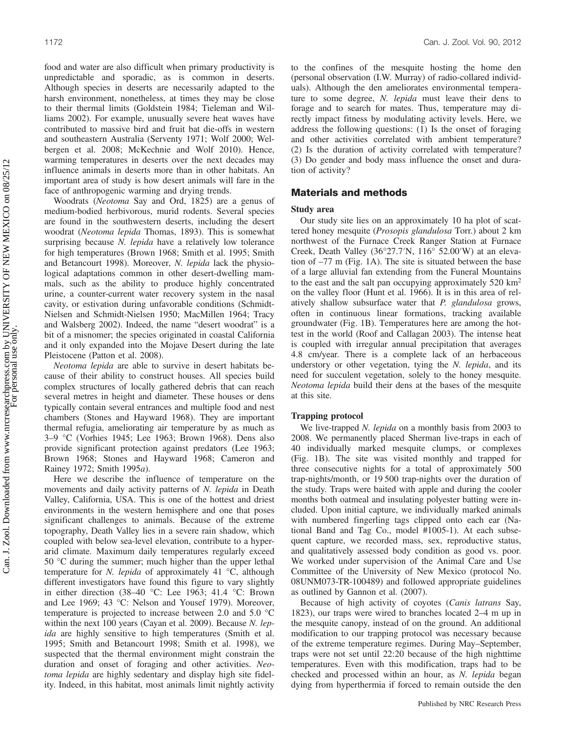food and water are also difficult when primary productivity is unpredictable and sporadic, as is common in deserts. Although species in deserts are necessarily adapted to the harsh environment, nonetheless, at times they may be close to their thermal limits (Goldstein 1984; Tieleman and Williams 2002). For example, unusually severe heat waves have contributed to massive bird and fruit bat die-offs in western and southeastern Australia (Serventy 1971; Wolf 2000; Welbergen et al. 2008; McKechnie and Wolf 2010). Hence, warming temperatures in deserts over the next decades may influence animals in deserts more than in other habitats. An important area of study is how desert animals will fare in the face of anthropogenic warming and drying trends.

Woodrats (*Neotoma* Say and Ord, 1825) are a genus of medium-bodied herbivorous, murid rodents. Several species are found in the southwestern deserts, including the desert woodrat (*Neotoma lepida* Thomas, 1893). This is somewhat surprising because *N. lepida* have a relatively low tolerance for high temperatures (Brown 1968; Smith et al. 1995; Smith and Betancourt 1998). Moreover, *N. lepida* lack the physiological adaptations common in other desert-dwelling mammals, such as the ability to produce highly concentrated urine, a counter-current water recovery system in the nasal cavity, or estivation during unfavorable conditions (Schmidt-Nielsen and Schmidt-Nielsen 1950; MacMillen 1964; Tracy and Walsberg 2002). Indeed, the name "desert woodrat" is a bit of a misnomer; the species originated in coastal California and it only expanded into the Mojave Desert during the late Pleistocene (Patton et al. 2008).

*Neotoma lepida* are able to survive in desert habitats because of their ability to construct houses. All species build complex structures of locally gathered debris that can reach several metres in height and diameter. These houses or dens typically contain several entrances and multiple food and nest chambers (Stones and Hayward 1968). They are important thermal refugia, ameliorating air temperature by as much as 3–9 °C (Vorhies 1945; Lee 1963; Brown 1968). Dens also provide significant protection against predators (Lee 1963; Brown 1968; Stones and Hayward 1968; Cameron and Rainey 1972; Smith 1995*a*).

Here we describe the influence of temperature on the movements and daily activity patterns of *N. lepida* in Death Valley, California, USA. This is one of the hottest and driest environments in the western hemisphere and one that poses significant challenges to animals. Because of the extreme topography, Death Valley lies in a severe rain shadow, which coupled with below sea-level elevation, contribute to a hyperarid climate. Maximum daily temperatures regularly exceed 50 °C during the summer; much higher than the upper lethal temperature for *N. lepida* of approximately 41 °C, although different investigators have found this figure to vary slightly in either direction (38–40 °C: Lee 1963; 41.4 °C: Brown and Lee 1969; 43 °C: Nelson and Yousef 1979). Moreover, temperature is projected to increase between 2.0 and 5.0 °C within the next 100 years (Cayan et al. 2009). Because *N. lepida* are highly sensitive to high temperatures (Smith et al. 1995; Smith and Betancourt 1998; Smith et al. 1998), we suspected that the thermal environment might constrain the duration and onset of foraging and other activities. *Neotoma lepida* are highly sedentary and display high site fidelity. Indeed, in this habitat, most animals limit nightly activity to the confines of the mesquite hosting the home den (personal observation (I.W. Murray) of radio-collared individuals). Although the den ameliorates environmental temperature to some degree, *N. lepida* must leave their dens to forage and to search for mates. Thus, temperature may directly impact fitness by modulating activity levels. Here, we address the following questions: (1) Is the onset of foraging and other activities correlated with ambient temperature? (2) Is the duration of activity correlated with temperature? (3) Do gender and body mass influence the onset and duration of activity?

## Materials and methods

### Study area

Our study site lies on an approximately 10 ha plot of scattered honey mesquite (*Prosopis glandulosa* Torr.) about 2 km northwest of the Furnace Creek Ranger Station at Furnace Creek, Death Valley (36°27.7′N, 116° 52.00′W) at an elevation of –77 m (Fig. 1A). The site is situated between the base of a large alluvial fan extending from the Funeral Mountains to the east and the salt pan occupying approximately 520 km$^2$ on the valley floor (Hunt et al. 1966). It is in this area of relatively shallow subsurface water that *P. glandulosa* grows, often in continuous linear formations, tracking available groundwater (Fig. 1B). Temperatures here are among the hottest in the world (Roof and Callagan 2003). The intense heat is coupled with irregular annual precipitation that averages 4.8 cm/year. There is a complete lack of an herbaceous understory or other vegetation, tying the *N. lepida*, and its need for succulent vegetation, solely to the honey mesquite. *Neotoma lepida* build their dens at the bases of the mesquite at this site.

### Trapping protocol

We live-trapped *N. lepida* on a monthly basis from 2003 to 2008. We permanently placed Sherman live-traps in each of 40 individually marked mesquite clumps, or complexes (Fig. 1B). The site was visited monthly and trapped for three consecutive nights for a total of approximately 500 trap-nights/month, or 19 500 trap-nights over the duration of the study. Traps were baited with apple and during the cooler months both oatmeal and insulating polyester batting were included. Upon initial capture, we individually marked animals with numbered fingerling tags clipped onto each ear (National Band and Tag Co., model #1005-1). At each subsequent capture, we recorded mass, sex, reproductive status, and qualitatively assessed body condition as good vs. poor. We worked under supervision of the Animal Care and Use Committee of the University of New Mexico (protocol No. 08UNM073-TR-100489) and followed appropriate guidelines as outlined by Gannon et al. (2007).

Because of high activity of coyotes (*Canis latrans* Say, 1823), our traps were wired to branches located 2–4 m up in the mesquite canopy, instead of on the ground. An additional modification to our trapping protocol was necessary because of the extreme temperature regimes. During May–September, traps were not set until 22:20 because of the high nighttime temperatures. Even with this modification, traps had to be checked and processed within an hour, as *N. lepida* began dying from hyperthermia if forced to remain outside the den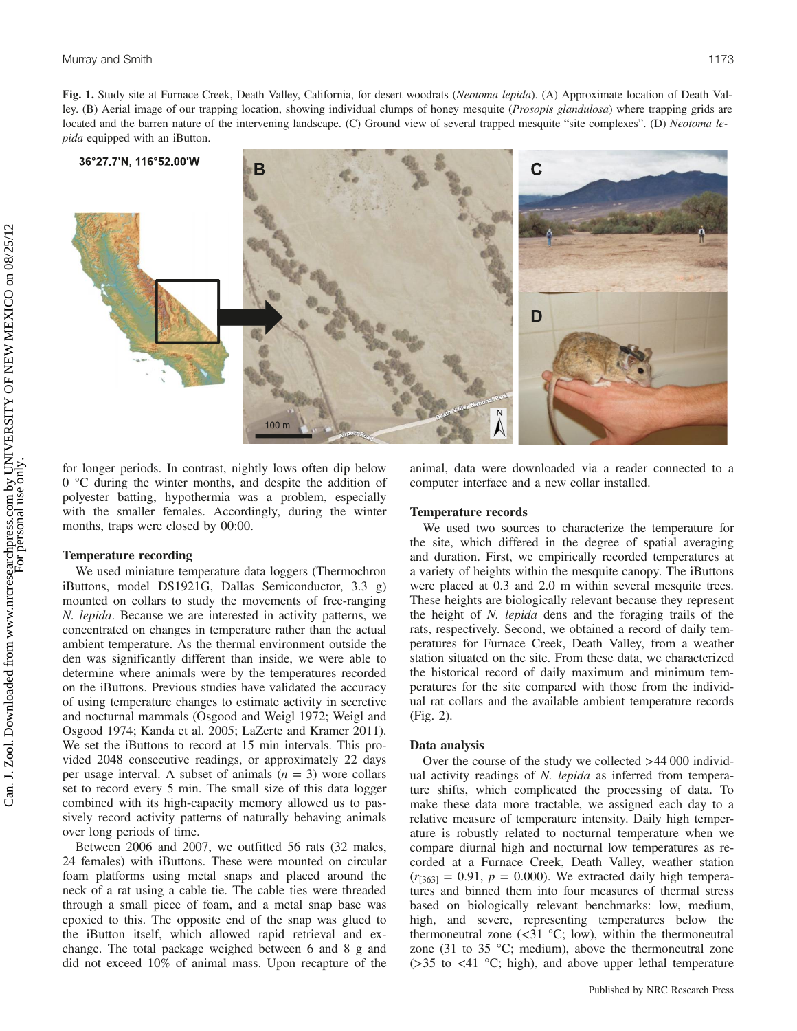Fig. 1. Study site at Furnace Creek, Death Valley, California, for desert woodrats (*Neotoma lepida*). (A) Approximate location of Death Valley. (B) Aerial image of our trapping location, showing individual clumps of honey mesquite (*Prosopis glandulosa*) where trapping grids are located and the barren nature of the intervening landscape. (C) Ground view of several trapped mesquite "site complexes". (D) *Neotoma lepida* equipped with an iButton.

for longer periods. In contrast, nightly lows often dip below 0 °C during the winter months, and despite the addition of polyester batting, hypothermia was a problem, especially with the smaller females. Accordingly, during the winter months, traps were closed by 00:00.

### Temperature recording

We used miniature temperature data loggers (Thermochron iButtons, model DS1921G, Dallas Semiconductor, 3.3 g) mounted on collars to study the movements of free-ranging *N. lepida*. Because we are interested in activity patterns, we concentrated on changes in temperature rather than the actual ambient temperature. As the thermal environment outside the den was significantly different than inside, we were able to determine where animals were by the temperatures recorded on the iButtons. Previous studies have validated the accuracy of using temperature changes to estimate activity in secretive and nocturnal mammals (Osgood and Weigl 1972; Weigl and Osgood 1974; Kanda et al. 2005; LaZerte and Kramer 2011). We set the iButtons to record at 15 min intervals. This provided 2048 consecutive readings, or approximately 22 days per usage interval. A subset of animals ($n$ = 3) wore collars set to record every 5 min. The small size of this data logger combined with its high-capacity memory allowed us to passively record activity patterns of naturally behaving animals over long periods of time.

Between 2006 and 2007, we outfitted 56 rats (32 males, 24 females) with iButtons. These were mounted on circular foam platforms using metal snaps and placed around the neck of a rat using a cable tie. The cable ties were threaded through a small piece of foam, and a metal snap base was epoxied to this. The opposite end of the snap was glued to the iButton itself, which allowed rapid retrieval and exchange. The total package weighed between 6 and 8 g and did not exceed 10% of animal mass. Upon recapture of the animal, data were downloaded via a reader connected to a computer interface and a new collar installed.

### Temperature records

We used two sources to characterize the temperature for the site, which differed in the degree of spatial averaging and duration. First, we empirically recorded temperatures at a variety of heights within the mesquite canopy. The iButtons were placed at 0.3 and 2.0 m within several mesquite trees. These heights are biologically relevant because they represent the height of *N. lepida* dens and the foraging trails of the rats, respectively. Second, we obtained a record of daily temperatures for Furnace Creek, Death Valley, from a weather station situated on the site. From these data, we characterized the historical record of daily maximum and minimum temperatures for the site compared with those from the individual rat collars and the available ambient temperature records (Fig. 2).

### Data analysis

Over the course of the study we collected >44 000 individual activity readings of *N. lepida* as inferred from temperature shifts, which complicated the processing of data. To make these data more tractable, we assigned each day to a relative measure of temperature intensity. Daily high temperature is robustly related to nocturnal temperature when we compare diurnal high and nocturnal low temperatures as recorded at a Furnace Creek, Death Valley, weather station ($r_{[363]}$ = 0.91, $p$ = 0.000). We extracted daily high temperatures and binned them into four measures of thermal stress based on biologically relevant benchmarks: low, medium, high, and severe, representing temperatures below the thermoneutral zone (<31 °C; low), within the thermoneutral zone (31 to 35 °C; medium), above the thermoneutral zone (>35 to <41 °C; high), and above upper lethal temperature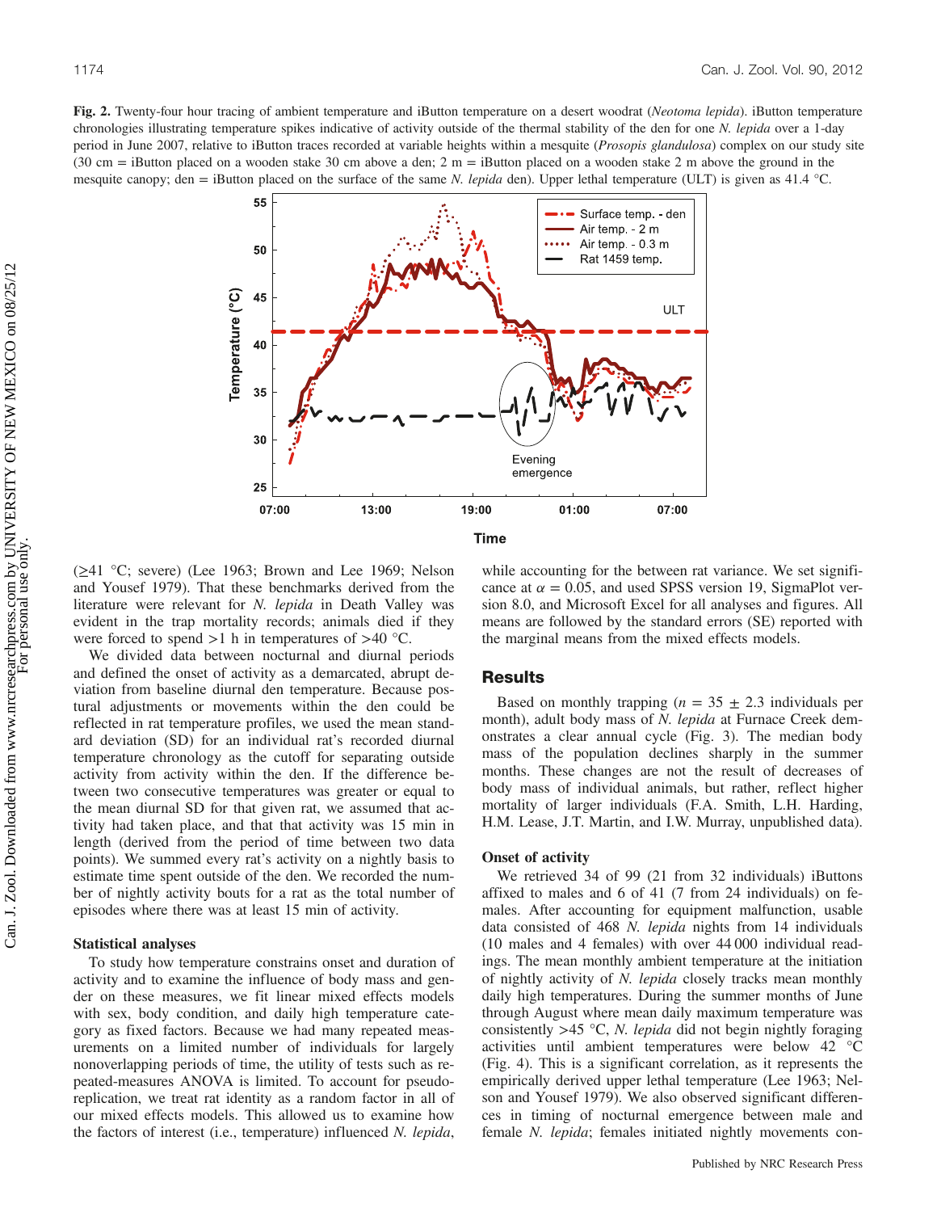**Fig. 2.** Twenty-four hour tracing of ambient temperature and iButton temperature on a desert woodrat (*Neotoma lepida*). iButton temperature chronologies illustrating temperature spikes indicative of activity outside of the thermal stability of the den for one *N. lepida* over a 1-day period in June 2007, relative to iButton traces recorded at variable heights within a mesquite (*Prosopis glandulosa*) complex on our study site (30 cm = iButton placed on a wooden stake 30 cm above a den; 2 m = iButton placed on a wooden stake 2 m above the ground in the mesquite canopy; den = iButton placed on the surface of the same *N. lepida* den). Upper lethal temperature (ULT) is given as 41.4 °C.

(≥41 °C; severe) (Lee 1963; Brown and Lee 1969; Nelson and Yousef 1979). That these benchmarks derived from the literature were relevant for *N. lepida* in Death Valley was evident in the trap mortality records; animals died if they were forced to spend >1 h in temperatures of >40 °C.

We divided data between nocturnal and diurnal periods and defined the onset of activity as a demarcated, abrupt deviation from baseline diurnal den temperature. Because postural adjustments or movements within the den could be reflected in rat temperature profiles, we used the mean standard deviation (SD) for an individual rat's recorded diurnal temperature chronology as the cutoff for separating outside activity from activity within the den. If the difference between two consecutive temperatures was greater or equal to the mean diurnal SD for that given rat, we assumed that activity had taken place, and that that activity was 15 min in length (derived from the period of time between two data points). We summed every rat's activity on a nightly basis to estimate time spent outside of the den. We recorded the number of nightly activity bouts for a rat as the total number of episodes where there was at least 15 min of activity.

### Statistical analyses

To study how temperature constrains onset and duration of activity and to examine the influence of body mass and gender on these measures, we fit linear mixed effects models with sex, body condition, and daily high temperature category as fixed factors. Because we had many repeated measurements on a limited number of individuals for largely nonoverlapping periods of time, the utility of tests such as repeated-measures ANOVA is limited. To account for pseudoreplication, we treat rat identity as a random factor in all of our mixed effects models. This allowed us to examine how the factors of interest (i.e., temperature) influenced *N. lepida*, while accounting for the between rat variance. We set significance at $\alpha = 0.05$, and used SPSS version 19, SigmaPlot version 8.0, and Microsoft Excel for all analyses and figures. All means are followed by the standard errors (SE) reported with the marginal means from the mixed effects models.

## Results

Based on monthly trapping ($n = 35 \pm 2.3$ individuals per month), adult body mass of *N. lepida* at Furnace Creek demonstrates a clear annual cycle (Fig. 3). The median body mass of the population declines sharply in the summer months. These changes are not the result of decreases of body mass of individual animals, but rather, reflect higher mortality of larger individuals (F.A. Smith, L.H. Harding, H.M. Lease, J.T. Martin, and I.W. Murray, unpublished data).

### Onset of activity

We retrieved 34 of 99 (21 from 32 individuals) iButtons affixed to males and 6 of 41 (7 from 24 individuals) on females. After accounting for equipment malfunction, usable data consisted of 468 *N. lepida* nights from 14 individuals (10 males and 4 females) with over 44 000 individual readings. The mean monthly ambient temperature at the initiation of nightly activity of *N. lepida* closely tracks mean monthly daily high temperatures. During the summer months of June through August where mean daily maximum temperature was consistently >45 °C, *N. lepida* did not begin nightly foraging activities until ambient temperatures were below 42 °C (Fig. 4). This is a significant correlation, as it represents the empirically derived upper lethal temperature (Lee 1963; Nelson and Yousef 1979). We also observed significant differences in timing of nocturnal emergence between male and female *N. lepida*; females initiated nightly movements con-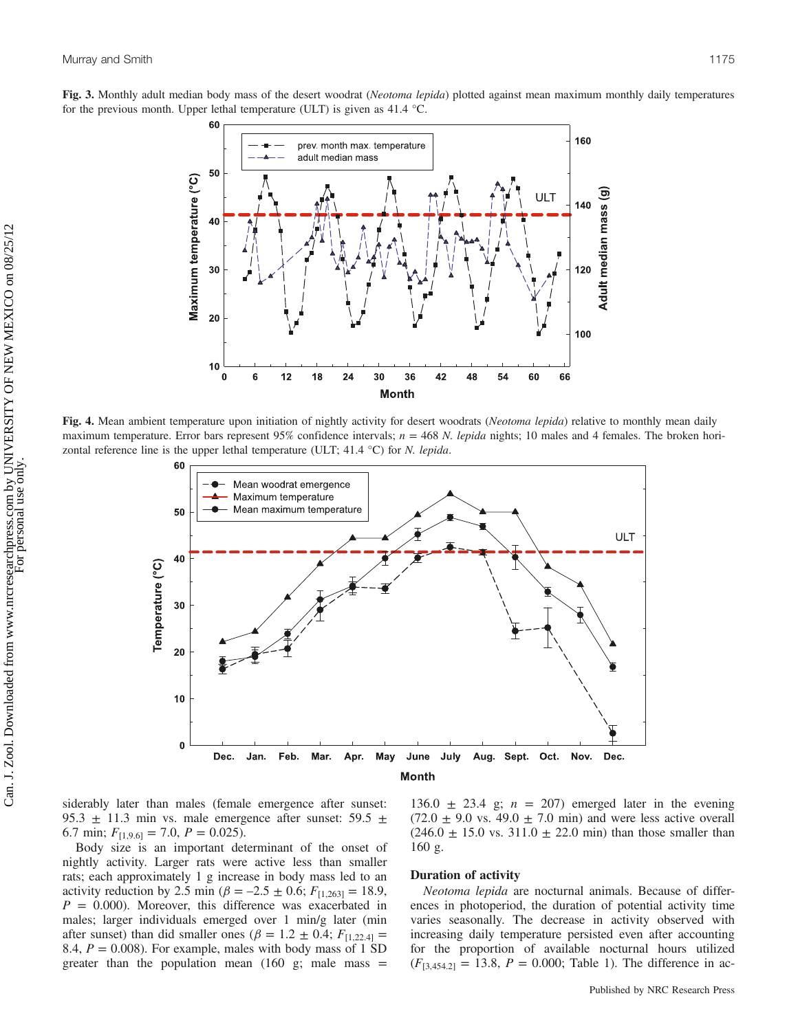**Fig. 3.** Monthly adult median body mass of the desert woodrat (*Neotoma lepida*) plotted against mean maximum monthly daily temperatures for the previous month. Upper lethal temperature (ULT) is given as 41.4 °C.

**Fig. 4.** Mean ambient temperature upon initiation of nightly activity for desert woodrats (*Neotoma lepida*) relative to monthly mean daily maximum temperature. Error bars represent 95% confidence intervals; $n$ = 468 *N. lepida* nights; 10 males and 4 females. The broken horizontal reference line is the upper lethal temperature (ULT; 41.4 °C) for *N. lepida*.

siderably later than males (female emergence after sunset: 95.3 ± 11.3 min vs. male emergence after sunset: 59.5 ± 6.7 min; $F_{[1,9.6]}$ = 7.0, $P$ = 0.025).

Body size is an important determinant of the onset of nightly activity. Larger rats were active less than smaller rats; each approximately 1 g increase in body mass led to an activity reduction by 2.5 min ($\beta$ = –2.5 ± 0.6; $F_{[1,263]}$ = 18.9, $P$ = 0.000). Moreover, this difference was exacerbated in males; larger individuals emerged over 1 min/g later (min after sunset) than did smaller ones ($\beta$ = 1.2 ± 0.4; $F_{[1,22.4]}$ = 8.4, $P$ = 0.008). For example, males with body mass of 1 SD greater than the population mean (160 g; male mass = 136.0 ± 23.4 g; $n$ = 207) emerged later in the evening (72.0 ± 9.0 vs. 49.0 ± 7.0 min) and were less active overall (246.0 ± 15.0 vs. 311.0 ± 22.0 min) than those smaller than 160 g.

### Duration of activity

*Neotoma lepida* are nocturnal animals. Because of differences in photoperiod, the duration of potential activity time varies seasonally. The decrease in activity observed with increasing daily temperature persisted even after accounting for the proportion of available nocturnal hours utilized ($F_{[3,454.2]}$ = 13.8, $P$ = 0.000; Table 1). The difference in ac-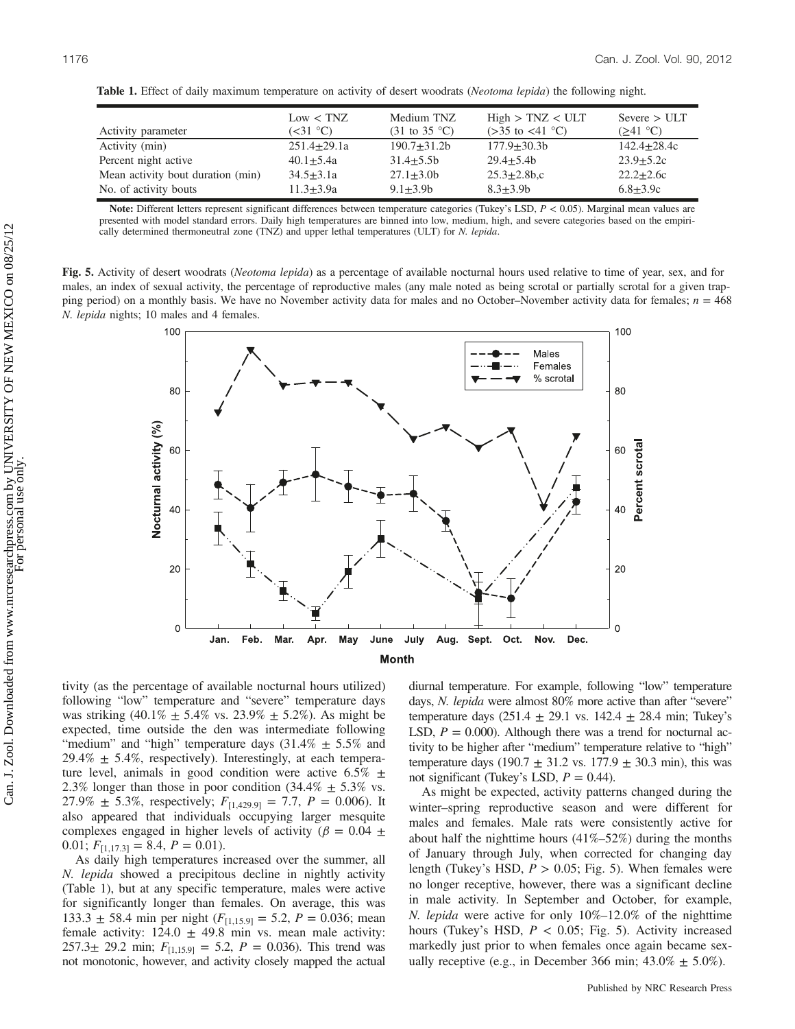**Table 1.** Effect of daily maximum temperature on activity of desert woodrats (*Neotoma lepida*) the following night.

| Activity parameter | Low < TNZ (<31 °C) | Medium TNZ (31 to 35 °C) | High > TNZ < ULT (>35 to <41 °C) | Severe > ULT (≥41 °C) |
|---|---|---|---|---|
| Activity (min) | 251.4±29.1a | 190.7±31.2b | 177.9±30.3b | 142.4±28.4c |
| Percent night active | 40.1±5.4a | 31.4±5.5b | 29.4±5.4b | 23.9±5.2c |
| Mean activity bout duration (min) | 34.5±3.1a | 27.1±3.0b | 25.3±2.8b,c | 22.2±2.6c |
| No. of activity bouts | 11.3±3.9a | 9.1±3.9b | 8.3±3.9b | 6.8±3.9c |

**Note:** Different letters represent significant differences between temperature categories (Tukey's LSD, $P < 0.05$). Marginal mean values are presented with model standard errors. Daily high temperatures are binned into low, medium, high, and severe categories based on the empirically determined thermoneutral zone (TNZ) and upper lethal temperatures (ULT) for *N. lepida*.

**Fig. 5.** Activity of desert woodrats (*Neotoma lepida*) as a percentage of available nocturnal hours used relative to time of year, sex, and for males, an index of sexual activity, the percentage of reproductive males (any male noted as being scrotal or partially scrotal for a given trapping period) on a monthly basis. We have no November activity data for males and no October–November activity data for females; $n = 468$ *N. lepida* nights; 10 males and 4 females.

tivity (as the percentage of available nocturnal hours utilized) following "low" temperature and "severe" temperature days was striking (40.1% ± 5.4% vs. 23.9% ± 5.2%). As might be expected, time outside the den was intermediate following "medium" and "high" temperature days (31.4% ± 5.5% and 29.4% ± 5.4%, respectively). Interestingly, at each temperature level, animals in good condition were active 6.5% ± 2.3% longer than those in poor condition (34.4% ± 5.3% vs. 27.9% ± 5.3%, respectively; $F_{[1,429.9]} = 7.7$, $P = 0.006$). It also appeared that individuals occupying larger mesquite complexes engaged in higher levels of activity ($\beta = 0.04 \pm 0.01$; $F_{[1,17.3]} = 8.4$, $P = 0.01$).

As daily high temperatures increased over the summer, all *N. lepida* showed a precipitous decline in nightly activity (Table 1), but at any specific temperature, males were active for significantly longer than females. On average, this was 133.3 ± 58.4 min per night ($F_{[1,15.9]} = 5.2$, $P = 0.036$; mean female activity: 124.0 ± 49.8 min vs. mean male activity: 257.3± 29.2 min; $F_{[1,15.9]} = 5.2$, $P = 0.036$). This trend was not monotonic, however, and activity closely mapped the actual diurnal temperature. For example, following "low" temperature days, *N. lepida* were almost 80% more active than after "severe" temperature days (251.4 ± 29.1 vs. 142.4 ± 28.4 min; Tukey's LSD, $P = 0.000$). Although there was a trend for nocturnal activity to be higher after "medium" temperature relative to "high" temperature days (190.7 ± 31.2 vs. 177.9 ± 30.3 min), this was not significant (Tukey's LSD, $P = 0.44$).

As might be expected, activity patterns changed during the winter–spring reproductive season and were different for males and females. Male rats were consistently active for about half the nighttime hours (41%–52%) during the months of January through July, when corrected for changing day length (Tukey's HSD, $P > 0.05$; Fig. 5). When females were no longer receptive, however, there was a significant decline in male activity. In September and October, for example, *N. lepida* were active for only 10%–12.0% of the nighttime hours (Tukey's HSD, $P < 0.05$; Fig. 5). Activity increased markedly just prior to when females once again became sexually receptive (e.g., in December 366 min; 43.0% ± 5.0%).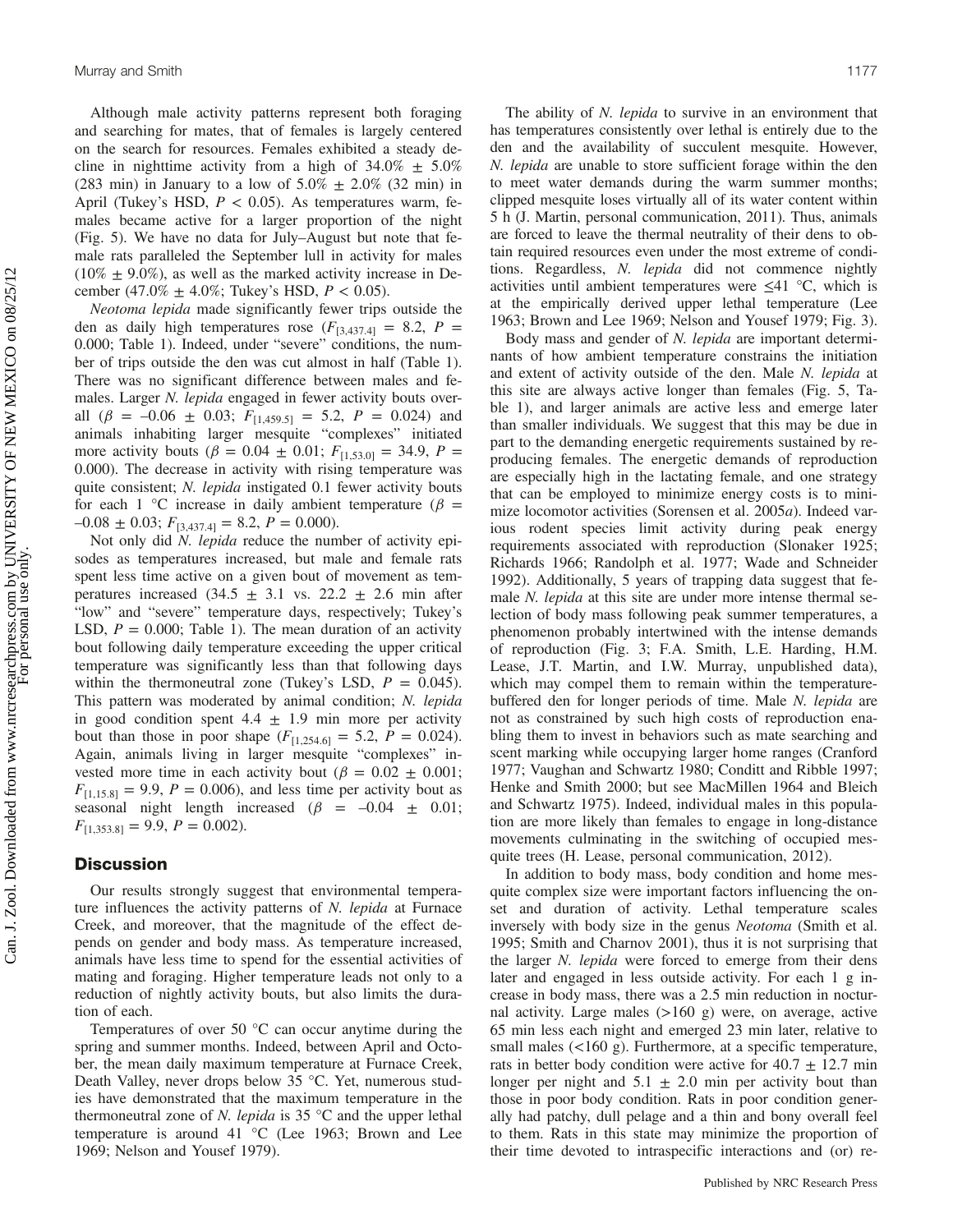Although male activity patterns represent both foraging and searching for mates, that of females is largely centered on the search for resources. Females exhibited a steady decline in nighttime activity from a high of 34.0% ± 5.0% (283 min) in January to a low of 5.0% ± 2.0% (32 min) in April (Tukey's HSD, $P < 0.05$). As temperatures warm, females became active for a larger proportion of the night (Fig. 5). We have no data for July–August but note that female rats paralleled the September lull in activity for males (10% ± 9.0%), as well as the marked activity increase in December (47.0% ± 4.0%; Tukey's HSD, $P < 0.05$).

*Neotoma lepida* made significantly fewer trips outside the den as daily high temperatures rose ($F_{[3,437.4]} = 8.2$, $P = 0.000$; Table 1). Indeed, under "severe" conditions, the number of trips outside the den was cut almost in half (Table 1). There was no significant difference between males and females. Larger *N. lepida* engaged in fewer activity bouts overall ($\beta = -0.06 \pm 0.03$; $F_{[1,459.5]} = 5.2$, $P = 0.024$) and animals inhabiting larger mesquite "complexes" initiated more activity bouts ($\beta = 0.04 \pm 0.01$; $F_{[1,53.0]} = 34.9$, $P = 0.000$). The decrease in activity with rising temperature was quite consistent; *N. lepida* instigated 0.1 fewer activity bouts for each 1 °C increase in daily ambient temperature ($\beta = -0.08 \pm 0.03$; $F_{[3,437.4]} = 8.2$, $P = 0.000$).

Not only did *N. lepida* reduce the number of activity episodes as temperatures increased, but male and female rats spent less time active on a given bout of movement as temperatures increased (34.5 ± 3.1 vs. 22.2 ± 2.6 min after "low" and "severe" temperature days, respectively; Tukey's LSD, $P = 0.000$; Table 1). The mean duration of an activity bout following daily temperature exceeding the upper critical temperature was significantly less than that following days within the thermoneutral zone (Tukey's LSD, $P = 0.045$). This pattern was moderated by animal condition; *N. lepida* in good condition spent 4.4 ± 1.9 min more per activity bout than those in poor shape ($F_{[1,254.6]} = 5.2$, $P = 0.024$). Again, animals living in larger mesquite "complexes" invested more time in each activity bout ($\beta = 0.02 \pm 0.001$; $F_{[1,15.8]} = 9.9$, $P = 0.006$), and less time per activity bout as seasonal night length increased ($\beta = -0.04 \pm 0.01$; $F_{[1,353.8]} = 9.9$, $P = 0.002$).

## Discussion

Our results strongly suggest that environmental temperature influences the activity patterns of *N. lepida* at Furnace Creek, and moreover, that the magnitude of the effect depends on gender and body mass. As temperature increased, animals have less time to spend for the essential activities of mating and foraging. Higher temperature leads not only to a reduction of nightly activity bouts, but also limits the duration of each.

Temperatures of over 50 °C can occur anytime during the spring and summer months. Indeed, between April and October, the mean daily maximum temperature at Furnace Creek, Death Valley, never drops below 35 °C. Yet, numerous studies have demonstrated that the maximum temperature in the thermoneutral zone of *N. lepida* is 35 °C and the upper lethal temperature is around 41 °C (Lee 1963; Brown and Lee 1969; Nelson and Yousef 1979).

The ability of *N. lepida* to survive in an environment that has temperatures consistently over lethal is entirely due to the den and the availability of succulent mesquite. However, *N. lepida* are unable to store sufficient forage within the den to meet water demands during the warm summer months; clipped mesquite loses virtually all of its water content within 5 h (J. Martin, personal communication, 2011). Thus, animals are forced to leave the thermal neutrality of their dens to obtain required resources even under the most extreme of conditions. Regardless, *N. lepida* did not commence nightly activities until ambient temperatures were ≤41 °C, which is at the empirically derived upper lethal temperature (Lee 1963; Brown and Lee 1969; Nelson and Yousef 1979; Fig. 3).

Body mass and gender of *N. lepida* are important determinants of how ambient temperature constrains the initiation and extent of activity outside of the den. Male *N. lepida* at this site are always active longer than females (Fig. 5, Table 1), and larger animals are active less and emerge later than smaller individuals. We suggest that this may be due in part to the demanding energetic requirements sustained by reproducing females. The energetic demands of reproduction are especially high in the lactating female, and one strategy that can be employed to minimize energy costs is to minimize locomotor activities (Sorensen et al. 2005*a*). Indeed various rodent species limit activity during peak energy requirements associated with reproduction (Slonaker 1925; Richards 1966; Randolph et al. 1977; Wade and Schneider 1992). Additionally, 5 years of trapping data suggest that female *N. lepida* at this site are under more intense thermal selection of body mass following peak summer temperatures, a phenomenon probably intertwined with the intense demands of reproduction (Fig. 3; F.A. Smith, L.E. Harding, H.M. Lease, J.T. Martin, and I.W. Murray, unpublished data), which may compel them to remain within the temperature-buffered den for longer periods of time. Male *N. lepida* are not as constrained by such high costs of reproduction enabling them to invest in behaviors such as mate searching and scent marking while occupying larger home ranges (Cranford 1977; Vaughan and Schwartz 1980; Conditt and Ribble 1997; Henke and Smith 2000; but see MacMillen 1964 and Bleich and Schwartz 1975). Indeed, individual males in this population are more likely than females to engage in long-distance movements culminating in the switching of occupied mesquite trees (H. Lease, personal communication, 2012).

In addition to body mass, body condition and home mesquite complex size were important factors influencing the onset and duration of activity. Lethal temperature scales inversely with body size in the genus *Neotoma* (Smith et al. 1995; Smith and Charnov 2001), thus it is not surprising that the larger *N. lepida* were forced to emerge from their dens later and engaged in less outside activity. For each 1 g increase in body mass, there was a 2.5 min reduction in nocturnal activity. Large males (>160 g) were, on average, active 65 min less each night and emerged 23 min later, relative to small males (<160 g). Furthermore, at a specific temperature, rats in better body condition were active for 40.7 ± 12.7 min longer per night and 5.1 ± 2.0 min per activity bout than those in poor body condition. Rats in poor condition generally had patchy, dull pelage and a thin and bony overall feel to them. Rats in this state may minimize the proportion of their time devoted to intraspecific interactions and (or) re-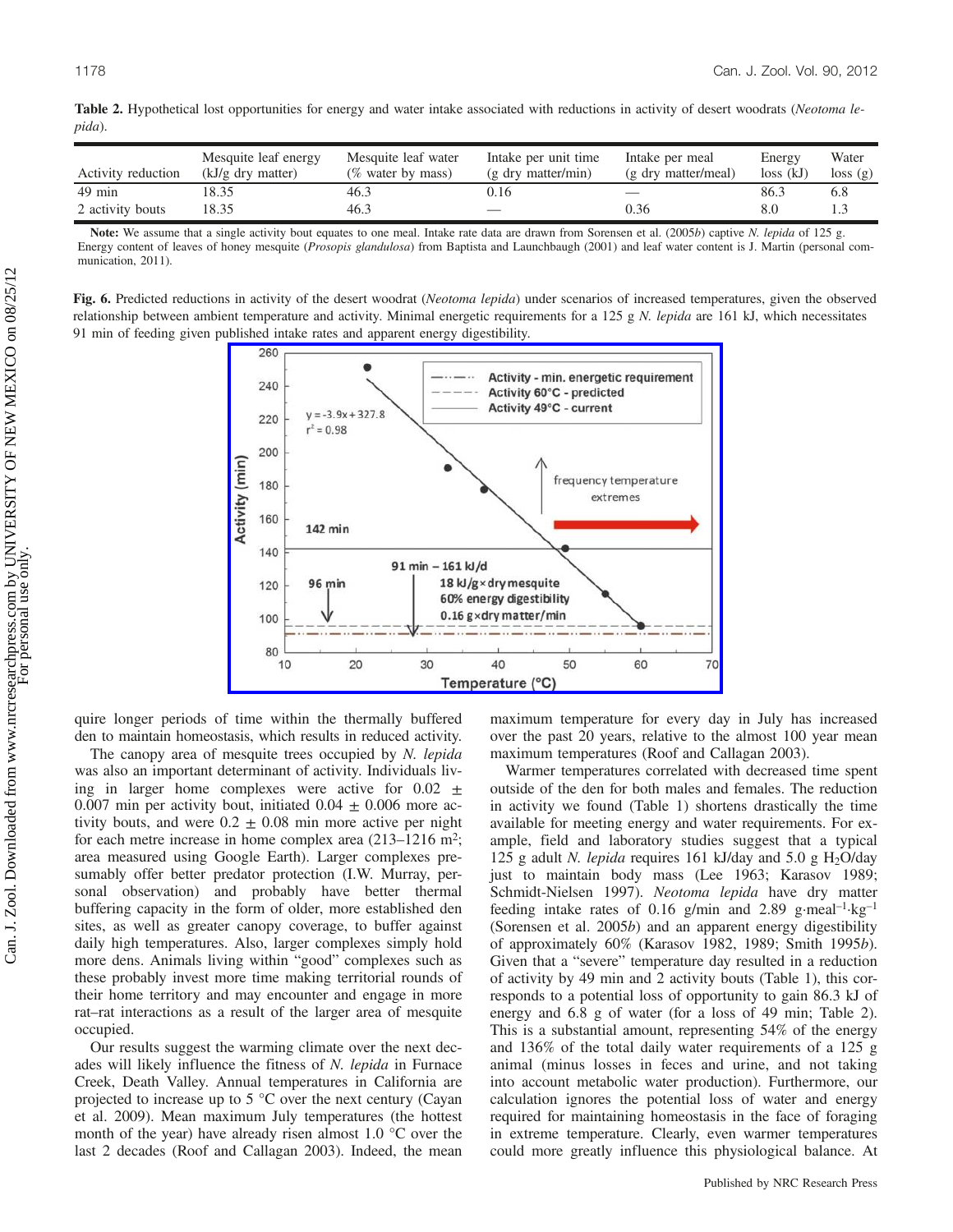**Table 2.** Hypothetical lost opportunities for energy and water intake associated with reductions in activity of desert woodrats (*Neotoma lepida*).

| Activity reduction | Mesquite leaf energy (kJ/g dry matter) | Mesquite leaf water (% water by mass) | Intake per unit time (g dry matter/min) | Intake per meal (g dry matter/meal) | Energy loss (kJ) | Water loss (g) |
|---|---|---|---|---|---|---|
| 49 min | 18.35 | 46.3 | 0.16 | — | 86.3 | 6.8 |
| 2 activity bouts | 18.35 | 46.3 | — | 0.36 | 8.0 | 1.3 |

**Note:** We assume that a single activity bout equates to one meal. Intake rate data are drawn from Sorensen et al. (2005*b*) captive *N. lepida* of 125 g. Energy content of leaves of honey mesquite (*Prosopis glandulosa*) from Baptista and Launchbaugh (2001) and leaf water content is J. Martin (personal communication, 2011).

**Fig. 6.** Predicted reductions in activity of the desert woodrat (*Neotoma lepida*) under scenarios of increased temperatures, given the observed relationship between ambient temperature and activity. Minimal energetic requirements for a 125 g *N. lepida* are 161 kJ, which necessitates 91 min of feeding given published intake rates and apparent energy digestibility.

quire longer periods of time within the thermally buffered den to maintain homeostasis, which results in reduced activity.

The canopy area of mesquite trees occupied by *N. lepida* was also an important determinant of activity. Individuals living in larger home complexes were active for $0.02 \pm 0.007$ min per activity bout, initiated $0.04 \pm 0.006$ more activity bouts, and were $0.2 \pm 0.08$ min more active per night for each metre increase in home complex area (213–1216 $m^2$; area measured using Google Earth). Larger complexes presumably offer better predator protection (I.W. Murray, personal observation) and probably have better thermal buffering capacity in the form of older, more established den sites, as well as greater canopy coverage, to buffer against daily high temperatures. Also, larger complexes simply hold more dens. Animals living within "good" complexes such as these probably invest more time making territorial rounds of their home territory and may encounter and engage in more rat–rat interactions as a result of the larger area of mesquite occupied.

Our results suggest the warming climate over the next decades will likely influence the fitness of *N. lepida* in Furnace Creek, Death Valley. Annual temperatures in California are projected to increase up to 5 °C over the next century (Cayan et al. 2009). Mean maximum July temperatures (the hottest month of the year) have already risen almost 1.0 °C over the last 2 decades (Roof and Callagan 2003). Indeed, the mean maximum temperature for every day in July has increased over the past 20 years, relative to the almost 100 year mean maximum temperatures (Roof and Callagan 2003).

Warmer temperatures correlated with decreased time spent outside of the den for both males and females. The reduction in activity we found (Table 1) shortens drastically the time available for meeting energy and water requirements. For example, field and laboratory studies suggest that a typical 125 g adult *N. lepida* requires 161 kJ/day and 5.0 g $H_2O$/day just to maintain body mass (Lee 1963; Karasov 1989; Schmidt-Nielsen 1997). *Neotoma lepida* have dry matter feeding intake rates of 0.16 g/min and 2.89 $g \cdot meal^{-1} \cdot kg^{-1}$ (Sorensen et al. 2005*b*) and an apparent energy digestibility of approximately 60% (Karasov 1982, 1989; Smith 1995*b*). Given that a "severe" temperature day resulted in a reduction of activity by 49 min and 2 activity bouts (Table 1), this corresponds to a potential loss of opportunity to gain 86.3 kJ of energy and 6.8 g of water (for a loss of 49 min; Table 2). This is a substantial amount, representing 54% of the energy and 136% of the total daily water requirements of a 125 g animal (minus losses in feces and urine, and not taking into account metabolic water production). Furthermore, our calculation ignores the potential loss of water and energy required for maintaining homeostasis in the face of foraging in extreme temperature. Clearly, even warmer temperatures could more greatly influence this physiological balance. At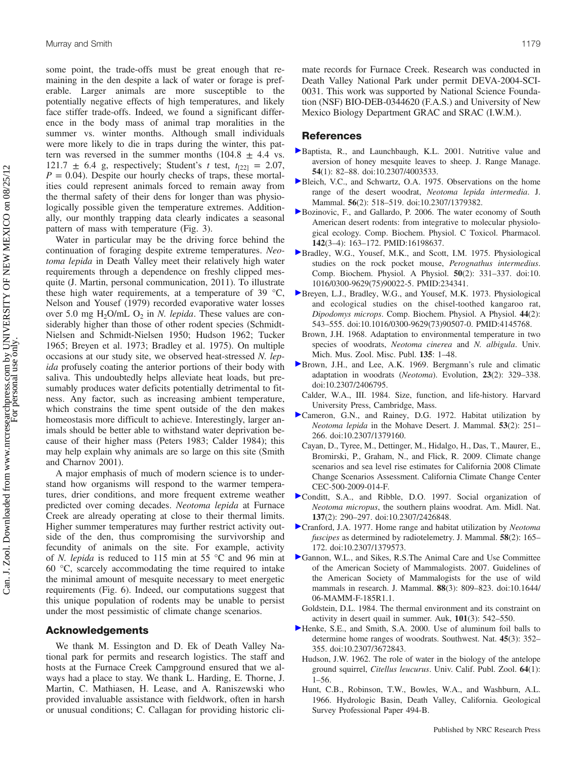some point, the trade-offs must be great enough that remaining in the den despite a lack of water or forage is preferable. Larger animals are more susceptible to the potentially negative effects of high temperatures, and likely face stiffer trade-offs. Indeed, we found a significant difference in the body mass of animal trap moralities in the summer vs. winter months. Although small individuals were more likely to die in traps during the winter, this pattern was reversed in the summer months ($104.8 \pm 4.4$ vs. $121.7 \pm 6.4$ g, respectively; Student's $t$ test, $t_{[22]} = 2.07$, $P = 0.04$). Despite our hourly checks of traps, these mortalities could represent animals forced to remain away from the thermal safety of their dens for longer than was physiologically possible given the temperature extremes. Additionally, our monthly trapping data clearly indicates a seasonal pattern of mass with temperature (Fig. 3).

Water in particular may be the driving force behind the continuation of foraging despite extreme temperatures. *Neotoma lepida* in Death Valley meet their relatively high water requirements through a dependence on freshly clipped mesquite (J. Martin, personal communication, 2011). To illustrate these high water requirements, at a temperature of 39 °C, Nelson and Yousef (1979) recorded evaporative water losses over 5.0 mg $H_2O$/mL $O_2$ in *N. lepida*. These values are considerably higher than those of other rodent species (Schmidt-Nielsen and Schmidt-Nielsen 1950; Hudson 1962; Tucker 1965; Breyen et al. 1973; Bradley et al. 1975). On multiple occasions at our study site, we observed heat-stressed *N. lepida* profusely coating the anterior portions of their body with saliva. This undoubtedly helps alleviate heat loads, but presumably produces water deficits potentially detrimental to fitness. Any factor, such as increasing ambient temperature, which constrains the time spent outside of the den makes homeostasis more difficult to achieve. Interestingly, larger animals should be better able to withstand water deprivation because of their higher mass (Peters 1983; Calder 1984); this may help explain why animals are so large on this site (Smith and Charnov 2001).

A major emphasis of much of modern science is to understand how organisms will respond to the warmer temperatures, drier conditions, and more frequent extreme weather predicted over coming decades. *Neotoma lepida* at Furnace Creek are already operating at close to their thermal limits. Higher summer temperatures may further restrict activity outside of the den, thus compromising the survivorship and fecundity of animals on the site. For example, activity of *N. lepida* is reduced to 115 min at 55 °C and 96 min at 60 °C, scarcely accommodating the time required to intake the minimal amount of mesquite necessary to meet energetic requirements (Fig. 6). Indeed, our computations suggest that this unique population of rodents may be unable to persist under the most pessimistic of climate change scenarios.

## Acknowledgements

We thank M. Essington and D. Ek of Death Valley National park for permits and research logistics. The staff and hosts at the Furnace Creek Campground ensured that we always had a place to stay. We thank L. Harding, E. Thorne, J. Martin, C. Mathiasen, H. Lease, and A. Raniszewski who provided invaluable assistance with fieldwork, often in harsh or unusual conditions; C. Callagan for providing historic climate records for Furnace Creek. Research was conducted in Death Valley National Park under permit DEVA-2004-SCI-0031. This work was supported by National Science Foundation (NSF) BIO-DEB-0344620 (F.A.S.) and University of New Mexico Biology Department GRAC and SRAC (I.W.M.).

## References

Baptista, R., and Launchbaugh, K.L. 2001. Nutritive value and aversion of honey mesquite leaves to sheep. J. Range Manage. **54**(1): 82–88. doi:10.2307/4003533.

Bleich, V.C., and Schwartz, O.A. 1975. Observations on the home range of the desert woodrat, *Neotoma lepida intermedia*. J. Mammal. **56**(2): 518–519. doi:10.2307/1379382.

Bozinovic, F., and Gallardo, P. 2006. The water economy of South American desert rodents: from integrative to molecular physiological ecology. Comp. Biochem. Physiol. C Toxicol. Pharmacol. **142**(3–4): 163–172. PMID:16198637.

Bradley, W.G., Yousef, M.K., and Scott, I.M. 1975. Physiological studies on the rock pocket mouse, *Perognathus intermedius*. Comp. Biochem. Physiol. A Physiol. **50**(2): 331–337. doi:10.1016/0300-9629(75)90022-5. PMID:234341.

Breyen, L.J., Bradley, W.G., and Yousef, M.K. 1973. Physiological and ecological studies on the chisel-toothed kangaroo rat, *Dipodomys microps*. Comp. Biochem. Physiol. A Physiol. **44**(2): 543–555. doi:10.1016/0300-9629(73)90507-0. PMID:4145768.

Brown, J.H. 1968. Adaptation to environmental temperature in two species of woodrats, *Neotoma cinerea* and *N. albigula*. Univ. Mich. Mus. Zool. Misc. Publ. **135**: 1–48.

Brown, J.H., and Lee, A.K. 1969. Bergmann's rule and climatic adaptation in woodrats (*Neotoma*). Evolution, **23**(2): 329–338. doi:10.2307/2406795.

Calder, W.A., III. 1984. Size, function, and life-history. Harvard University Press, Cambridge, Mass.

Cameron, G.N., and Rainey, D.G. 1972. Habitat utilization by *Neotoma lepida* in the Mohave Desert. J. Mammal. **53**(2): 251–266. doi:10.2307/1379160.

Cayan, D., Tyree, M., Dettinger, M., Hidalgo, H., Das, T., Maurer, E., Bromirski, P., Graham, N., and Flick, R. 2009. Climate change scenarios and sea level rise estimates for California 2008 Climate Change Scenarios Assessment. California Climate Change Center CEC-500-2009-014-F.

Conditt, S.A., and Ribble, D.O. 1997. Social organization of *Neotoma micropus*, the southern plains woodrat. Am. Midl. Nat. **137**(2): 290–297. doi:10.2307/2426848.

Cranford, J.A. 1977. Home range and habitat utilization by *Neotoma fuscipes* as determined by radiotelemetry. J. Mammal. **58**(2): 165–172. doi:10.2307/1379573.

Gannon, W.L., and Sikes, R.S.The Animal Care and Use Committee of the American Society of Mammalogists. 2007. Guidelines of the American Society of Mammalogists for the use of wild mammals in research. J. Mammal. **88**(3): 809–823. doi:10.1644/06-MAMM-F-185R1.1.

Goldstein, D.L. 1984. The thermal environment and its constraint on activity in desert quail in summer. Auk, **101**(3): 542–550.

Henke, S.E., and Smith, S.A. 2000. Use of aluminum foil balls to determine home ranges of woodrats. Southwest. Nat. **45**(3): 352–355. doi:10.2307/3672843.

Hudson, J.W. 1962. The role of water in the biology of the antelope ground squirrel, *Citellus leucurus*. Univ. Calif. Publ. Zool. **64**(1): 1–56.

Hunt, C.B., Robinson, T.W., Bowles, W.A., and Washburn, A.L. 1966. Hydrologic Basin, Death Valley, California. Geological Survey Professional Paper 494-B.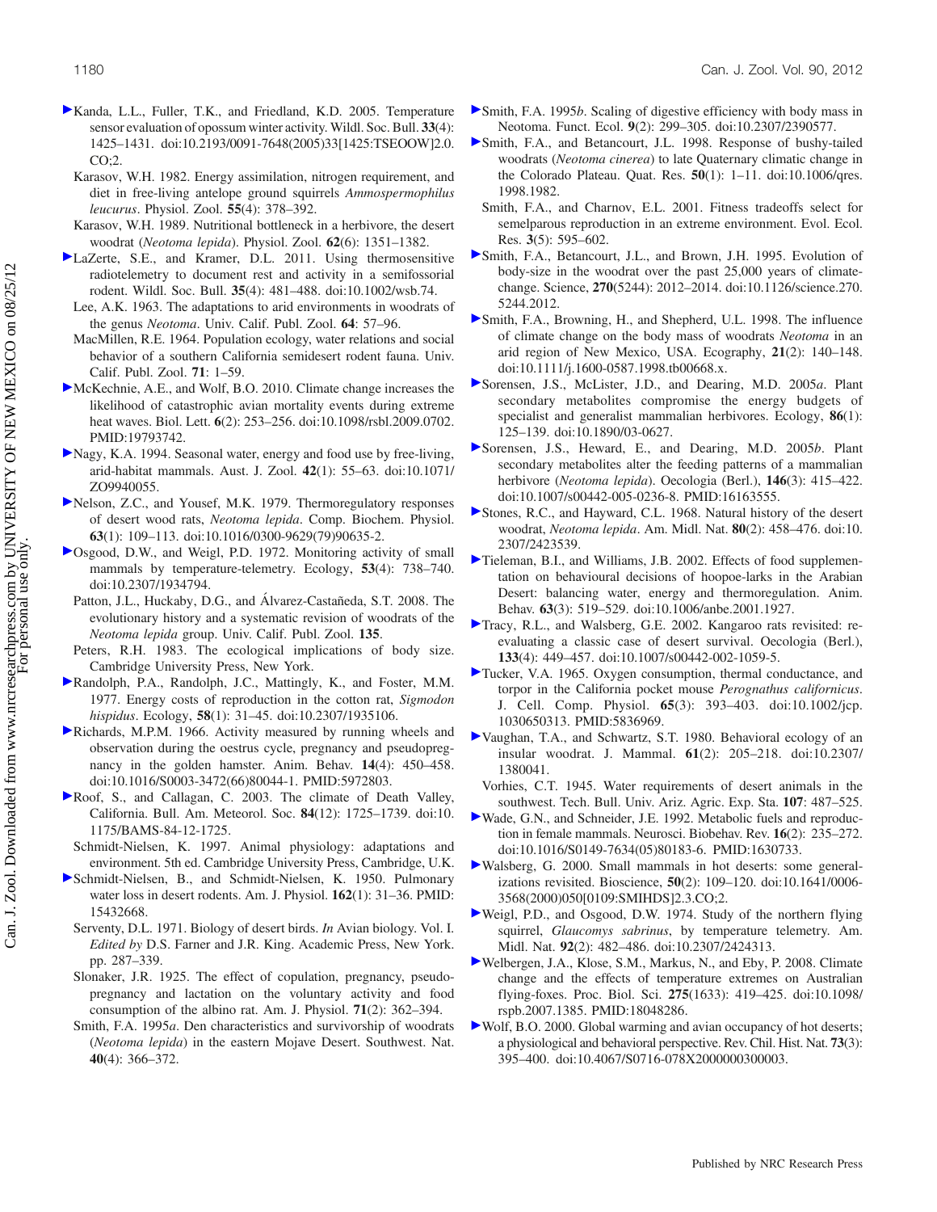Kanda, L.L., Fuller, T.K., and Friedland, K.D. 2005. Temperature sensor evaluation of opossum winter activity. Wildl. Soc. Bull. **33**(4): 1425–1431. doi:10.2193/0091-7648(2005)33[1425:TSEOOW]2.0.CO;2.

Karasov, W.H. 1982. Energy assimilation, nitrogen requirement, and diet in free-living antelope ground squirrels *Ammospermophilus leucurus*. Physiol. Zool. **55**(4): 378–392.

Karasov, W.H. 1989. Nutritional bottleneck in a herbivore, the desert woodrat (*Neotoma lepida*). Physiol. Zool. **62**(6): 1351–1382.

LaZerte, S.E., and Kramer, D.L. 2011. Using thermosensitive radiotelemetry to document rest and activity in a semifossorial rodent. Wildl. Soc. Bull. **35**(4): 481–488. doi:10.1002/wsb.74.

Lee, A.K. 1963. The adaptations to arid environments in woodrats of the genus *Neotoma*. Univ. Calif. Publ. Zool. **64**: 57–96.

MacMillen, R.E. 1964. Population ecology, water relations and social behavior of a southern California semidesert rodent fauna. Univ. Calif. Publ. Zool. **71**: 1–59.

McKechnie, A.E., and Wolf, B.O. 2010. Climate change increases the likelihood of catastrophic avian mortality events during extreme heat waves. Biol. Lett. **6**(2): 253–256. doi:10.1098/rsbl.2009.0702. PMID:19793742.

Nagy, K.A. 1994. Seasonal water, energy and food use by free-living, arid-habitat mammals. Aust. J. Zool. **42**(1): 55–63. doi:10.1071/ZO9940055.

Nelson, Z.C., and Yousef, M.K. 1979. Thermoregulatory responses of desert wood rats, *Neotoma lepida*. Comp. Biochem. Physiol. **63**(1): 109–113. doi:10.1016/0300-9629(79)90635-2.

Osgood, D.W., and Weigl, P.D. 1972. Monitoring activity of small mammals by temperature-telemetry. Ecology, **53**(4): 738–740. doi:10.2307/1934794.

Patton, J.L., Huckaby, D.G., and Álvarez-Castañeda, S.T. 2008. The evolutionary history and a systematic revision of woodrats of the *Neotoma lepida* group. Univ. Calif. Publ. Zool. **135**.

Peters, R.H. 1983. The ecological implications of body size. Cambridge University Press, New York.

Randolph, P.A., Randolph, J.C., Mattingly, K., and Foster, M.M. 1977. Energy costs of reproduction in the cotton rat, *Sigmodon hispidus*. Ecology, **58**(1): 31–45. doi:10.2307/1935106.

Richards, M.P.M. 1966. Activity measured by running wheels and observation during the oestrus cycle, pregnancy and pseudopregnancy in the golden hamster. Anim. Behav. **14**(4): 450–458. doi:10.1016/S0003-3472(66)80044-1. PMID:5972803.

Roof, S., and Callagan, C. 2003. The climate of Death Valley, California. Bull. Am. Meteorol. Soc. **84**(12): 1725–1739. doi:10.1175/BAMS-84-12-1725.

Schmidt-Nielsen, K. 1997. Animal physiology: adaptations and environment. 5th ed. Cambridge University Press, Cambridge, U.K.

Schmidt-Nielsen, B., and Schmidt-Nielsen, K. 1950. Pulmonary water loss in desert rodents. Am. J. Physiol. **162**(1): 31–36. PMID:15432668.

Serventy, D.L. 1971. Biology of desert birds. *In* Avian biology. Vol. I. *Edited by* D.S. Farner and J.R. King. Academic Press, New York. pp. 287–339.

Slonaker, J.R. 1925. The effect of copulation, pregnancy, pseudopregnancy and lactation on the voluntary activity and food consumption of the albino rat. Am. J. Physiol. **71**(2): 362–394.

Smith, F.A. 1995*a*. Den characteristics and survivorship of woodrats (*Neotoma lepida*) in the eastern Mojave Desert. Southwest. Nat. **40**(4): 366–372.

Smith, F.A. 1995*b*. Scaling of digestive efficiency with body mass in Neotoma. Funct. Ecol. **9**(2): 299–305. doi:10.2307/2390577.

Smith, F.A., and Betancourt, J.L. 1998. Response of bushy-tailed woodrats (*Neotoma cinerea*) to late Quaternary climatic change in the Colorado Plateau. Quat. Res. **50**(1): 1–11. doi:10.1006/qres.1998.1982.

Smith, F.A., and Charnov, E.L. 2001. Fitness tradeoffs select for semelparous reproduction in an extreme environment. Evol. Ecol. Res. **3**(5): 595–602.

Smith, F.A., Betancourt, J.L., and Brown, J.H. 1995. Evolution of body-size in the woodrat over the past 25,000 years of climate-change. Science, **270**(5244): 2012–2014. doi:10.1126/science.270.5244.2012.

Smith, F.A., Browning, H., and Shepherd, U.L. 1998. The influence of climate change on the body mass of woodrats *Neotoma* in an arid region of New Mexico, USA. Ecography, **21**(2): 140–148. doi:10.1111/j.1600-0587.1998.tb00668.x.

Sorensen, J.S., McLister, J.D., and Dearing, M.D. 2005*a*. Plant secondary metabolites compromise the energy budgets of specialist and generalist mammalian herbivores. Ecology, **86**(1): 125–139. doi:10.1890/03-0627.

Sorensen, J.S., Heward, E., and Dearing, M.D. 2005*b*. Plant secondary metabolites alter the feeding patterns of a mammalian herbivore (*Neotoma lepida*). Oecologia (Berl.), **146**(3): 415–422. doi:10.1007/s00442-005-0236-8. PMID:16163555.

Stones, R.C., and Hayward, C.L. 1968. Natural history of the desert woodrat, *Neotoma lepida*. Am. Midl. Nat. **80**(2): 458–476. doi:10.2307/2423539.

Tieleman, B.I., and Williams, J.B. 2002. Effects of food supplementation on behavioural decisions of hoopoe-larks in the Arabian Desert: balancing water, energy and thermoregulation. Anim. Behav. **63**(3): 519–529. doi:10.1006/anbe.2001.1927.

Tracy, R.L., and Walsberg, G.E. 2002. Kangaroo rats revisited: re-evaluating a classic case of desert survival. Oecologia (Berl.), **133**(4): 449–457. doi:10.1007/s00442-002-1059-5.

Tucker, V.A. 1965. Oxygen consumption, thermal conductance, and torpor in the California pocket mouse *Perognathus californicus*. J. Cell. Comp. Physiol. **65**(3): 393–403. doi:10.1002/jcp.1030650313. PMID:5836969.

Vaughan, T.A., and Schwartz, S.T. 1980. Behavioral ecology of an insular woodrat. J. Mammal. **61**(2): 205–218. doi:10.2307/1380041.

Vorhies, C.T. 1945. Water requirements of desert animals in the southwest. Tech. Bull. Univ. Ariz. Agric. Exp. Sta. **107**: 487–525.

Wade, G.N., and Schneider, J.E. 1992. Metabolic fuels and reproduction in female mammals. Neurosci. Biobehav. Rev. **16**(2): 235–272. doi:10.1016/S0149-7634(05)80183-6. PMID:1630733.

Walsberg, G. 2000. Small mammals in hot deserts: some generalizations revisited. Bioscience, **50**(2): 109–120. doi:10.1641/0006-3568(2000)050[0109:SMIHDS]2.3.CO;2.

Weigl, P.D., and Osgood, D.W. 1974. Study of the northern flying squirrel, *Glaucomys sabrinus*, by temperature telemetry. Am. Midl. Nat. **92**(2): 482–486. doi:10.2307/2424313.

Welbergen, J.A., Klose, S.M., Markus, N., and Eby, P. 2008. Climate change and the effects of temperature extremes on Australian flying-foxes. Proc. Biol. Sci. **275**(1633): 419–425. doi:10.1098/rspb.2007.1385. PMID:18048286.

Wolf, B.O. 2000. Global warming and avian occupancy of hot deserts; a physiological and behavioral perspective. Rev. Chil. Hist. Nat. **73**(3): 395–400. doi:10.4067/S0716-078X2000000300003.